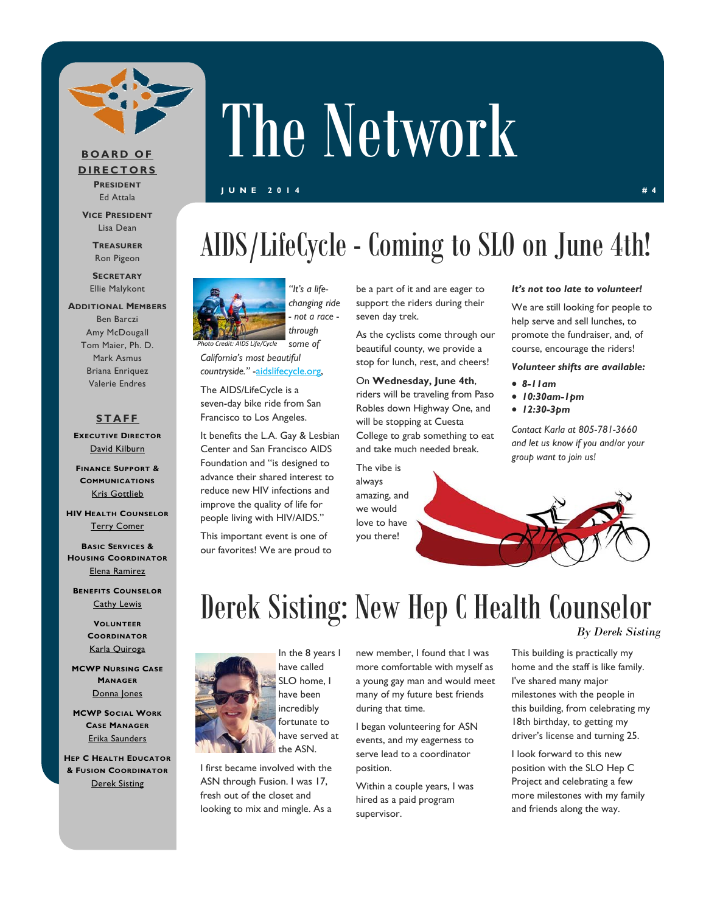# The Network

**JUNE 2014** **#4**

**BOARD OF DIRECTORS**

**President**
Ed Attala

**Vice President**
Lisa Dean

**Treasurer**
Ron Pigeon

**Secretary**
Ellie Malykont

**Additional Members**
Ben Barczi
Amy McDougall
Tom Maier, Ph. D.
Mark Asmus
Briana Enriquez
Valerie Endres

**STAFF**

**Executive Director**
David Kilburn

**Finance Support & Communications**
Kris Gottlieb

**HIV Health Counselor**
Terry Comer

**Basic Services & Housing Coordinator**
Elena Ramirez

**Benefits Counselor**
Cathy Lewis

**Volunteer Coordinator**
Karla Quiroga

**MCWP Nursing Case Manager**
Donna Jones

**MCWP Social Work Case Manager**
Erika Saunders

**Hep C Health Educator & Fusion Coordinator**
Derek Sisting

## AIDS/LifeCycle - Coming to SLO on June 4th!

Photo Credit: AIDS Life/Cycle

*"It's a life-changing ride - not a race - through some of California's most beautiful countryside."* -aidslifecycle.org.

The AIDS/LifeCycle is a seven-day bike ride from San Francisco to Los Angeles.

It benefits the L.A. Gay & Lesbian Center and San Francisco AIDS Foundation and "is designed to advance their shared interest to reduce new HIV infections and improve the quality of life for people living with HIV/AIDS."

This important event is one of our favorites! We are proud to be a part of it and are eager to support the riders during their seven day trek.

As the cyclists come through our beautiful county, we provide a stop for lunch, rest, and cheers!

On **Wednesday, June 4th**, riders will be traveling from Paso Robles down Highway One, and will be stopping at Cuesta College to grab something to eat and take much needed break.

The vibe is always amazing, and we would love to have you there!

***It's not too late to volunteer!***

We are still looking for people to help serve and sell lunches, to promote the fundraiser, and, of course, encourage the riders!

***Volunteer shifts are available:***

- ***8-11am***
- ***10:30am-1pm***
- ***12:30-3pm***

*Contact Karla at 805-781-3660 and let us know if you and/or your group want to join us!*

## Derek Sisting: New Hep C Health Counselor

*By Derek Sisting*

In the 8 years I have called SLO home, I have been incredibly fortunate to have served at the ASN.

I first became involved with the ASN through Fusion. I was 17, fresh out of the closet and looking to mix and mingle. As a new member, I found that I was more comfortable with myself as a young gay man and would meet many of my future best friends during that time.

I began volunteering for ASN events, and my eagerness to serve lead to a coordinator position.

Within a couple years, I was hired as a paid program supervisor.

This building is practically my home and the staff is like family. I've shared many major milestones with the people in this building, from celebrating my 18th birthday, to getting my driver's license and turning 25.

I look forward to this new position with the SLO Hep C Project and celebrating a few more milestones with my family and friends along the way.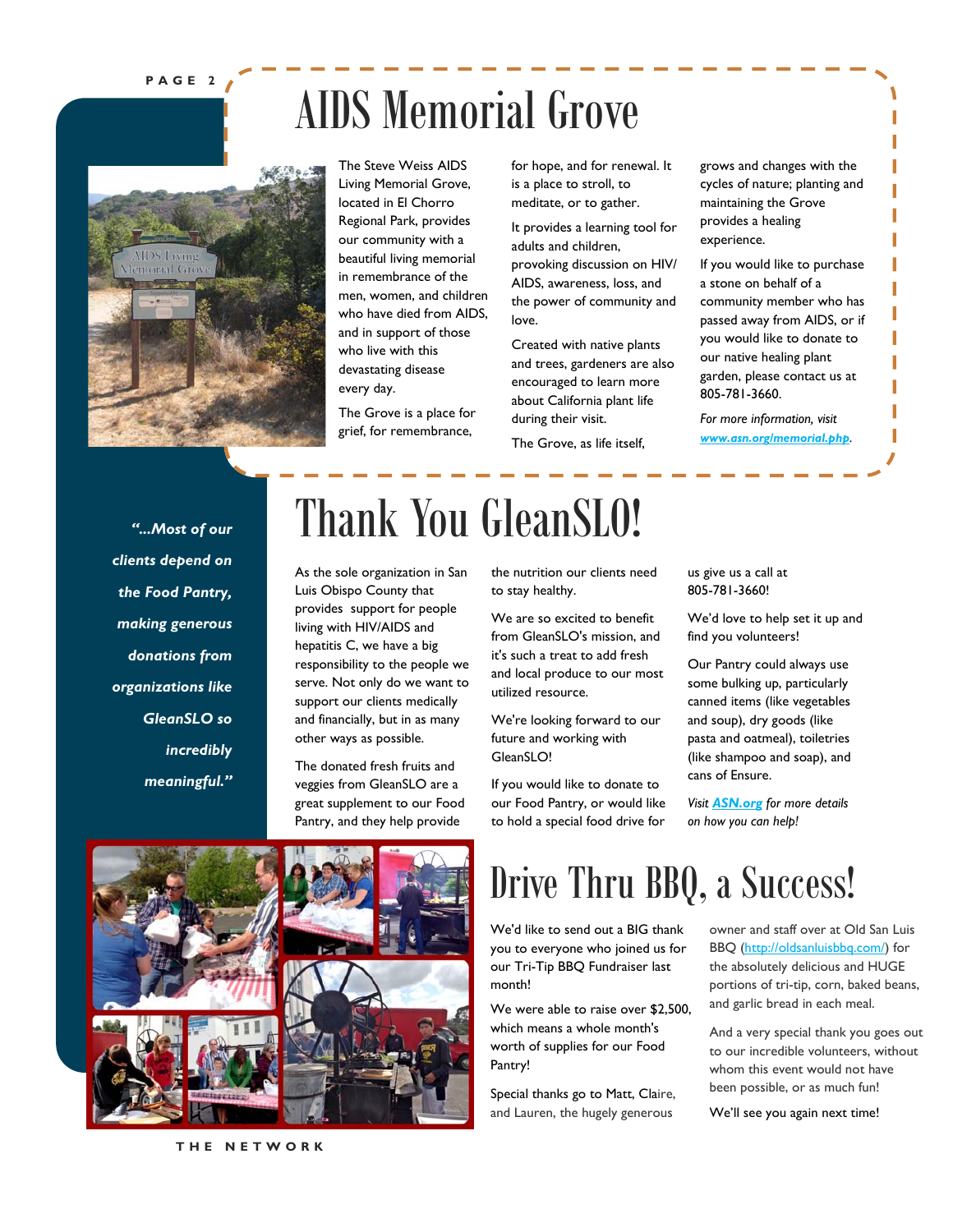# AIDS Memorial Grove

The Steve Weiss AIDS Living Memorial Grove, located in El Chorro Regional Park, provides our community with a beautiful living memorial in remembrance of the men, women, and children who have died from AIDS, and in support of those who live with this devastating disease every day.

The Grove is a place for grief, for remembrance, for hope, and for renewal. It is a place to stroll, to meditate, or to gather.

It provides a learning tool for adults and children, provoking discussion on HIV/AIDS, awareness, loss, and the power of community and love.

Created with native plants and trees, gardeners are also encouraged to learn more about California plant life during their visit.

The Grove, as life itself, grows and changes with the cycles of nature; planting and maintaining the Grove provides a healing experience.

If you would like to purchase a stone on behalf of a community member who has passed away from AIDS, or if you would like to donate to our native healing plant garden, please contact us at 805-781-3660.

*For more information, visit* ***www.asn.org/memorial.php****.*

*"...Most of our clients depend on the Food Pantry, making generous donations from organizations like GleanSLO so incredibly meaningful."*

# Thank You GleanSLO!

As the sole organization in San Luis Obispo County that provides support for people living with HIV/AIDS and hepatitis C, we have a big responsibility to the people we serve. Not only do we want to support our clients medically and financially, but in as many other ways as possible.

The donated fresh fruits and veggies from GleanSLO are a great supplement to our Food Pantry, and they help provide the nutrition our clients need to stay healthy.

We are so excited to benefit from GleanSLO's mission, and it's such a treat to add fresh and local produce to our most utilized resource.

We're looking forward to our future and working with GleanSLO!

If you would like to donate to our Food Pantry, or would like to hold a special food drive for us give us a call at 805-781-3660!

We'd love to help set it up and find you volunteers!

Our Pantry could always use some bulking up, particularly canned items (like vegetables and soup), dry goods (like pasta and oatmeal), toiletries (like shampoo and soap), and cans of Ensure.

*Visit* ***ASN.org*** *for more details on how you can help!*

# Drive Thru BBQ, a Success!

We'd like to send out a BIG thank you to everyone who joined us for our Tri-Tip BBQ Fundraiser last month!

We were able to raise over $2,500, which means a whole month's worth of supplies for our Food Pantry!

Special thanks go to Matt, Claire, and Lauren, the hugely generous owner and staff over at Old San Luis BBQ (http://oldsanluisbbq.com/) for the absolutely delicious and HUGE portions of tri-tip, corn, baked beans, and garlic bread in each meal.

And a very special thank you goes out to our incredible volunteers, without whom this event would not have been possible, or as much fun!

We'll see you again next time!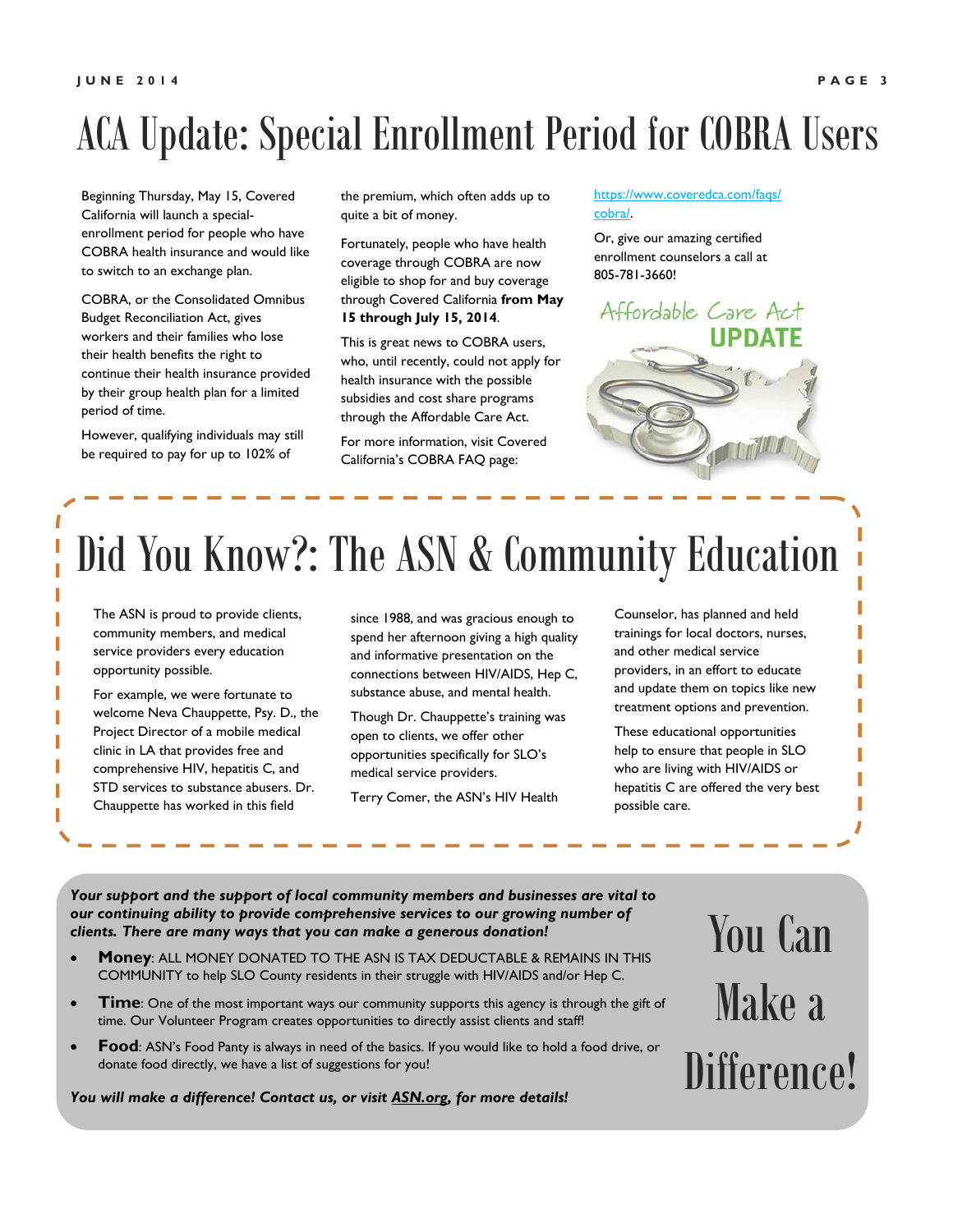# ACA Update: Special Enrollment Period for COBRA Users

Beginning Thursday, May 15, Covered California will launch a special-enrollment period for people who have COBRA health insurance and would like to switch to an exchange plan.

COBRA, or the Consolidated Omnibus Budget Reconciliation Act, gives workers and their families who lose their health benefits the right to continue their health insurance provided by their group health plan for a limited period of time.

However, qualifying individuals may still be required to pay for up to 102% of the premium, which often adds up to quite a bit of money.

Fortunately, people who have health coverage through COBRA are now eligible to shop for and buy coverage through Covered California **from May 15 through July 15, 2014**.

This is great news to COBRA users, who, until recently, could not apply for health insurance with the possible subsidies and cost share programs through the Affordable Care Act.

For more information, visit Covered California's COBRA FAQ page: https://www.coveredca.com/faqs/cobra/.

Or, give our amazing certified enrollment counselors a call at 805-781-3660!

Affordable Care Act **UPDATE**

# Did You Know?: The ASN & Community Education

The ASN is proud to provide clients, community members, and medical service providers every education opportunity possible.

For example, we were fortunate to welcome Neva Chauppette, Psy. D., the Project Director of a mobile medical clinic in LA that provides free and comprehensive HIV, hepatitis C, and STD services to substance abusers. Dr. Chauppette has worked in this field since 1988, and was gracious enough to spend her afternoon giving a high quality and informative presentation on the connections between HIV/AIDS, Hep C, substance abuse, and mental health.

Though Dr. Chauppette's training was open to clients, we offer other opportunities specifically for SLO's medical service providers.

Terry Comer, the ASN's HIV Health Counselor, has planned and held trainings for local doctors, nurses, and other medical service providers, in an effort to educate and update them on topics like new treatment options and prevention.

These educational opportunities help to ensure that people in SLO who are living with HIV/AIDS or hepatitis C are offered the very best possible care.

## You Can Make a Difference!

***Your support and the support of local community members and businesses are vital to our continuing ability to provide comprehensive services to our growing number of clients. There are many ways that you can make a generous donation!***

- **Money**: ALL MONEY DONATED TO THE ASN IS TAX DEDUCTABLE & REMAINS IN THIS COMMUNITY to help SLO County residents in their struggle with HIV/AIDS and/or Hep C.
- **Time**: One of the most important ways our community supports this agency is through the gift of time. Our Volunteer Program creates opportunities to directly assist clients and staff!
- **Food**: ASN's Food Panty is always in need of the basics. If you would like to hold a food drive, or donate food directly, we have a list of suggestions for you!

***You will make a difference! Contact us, or visit ASN.org, for more details!***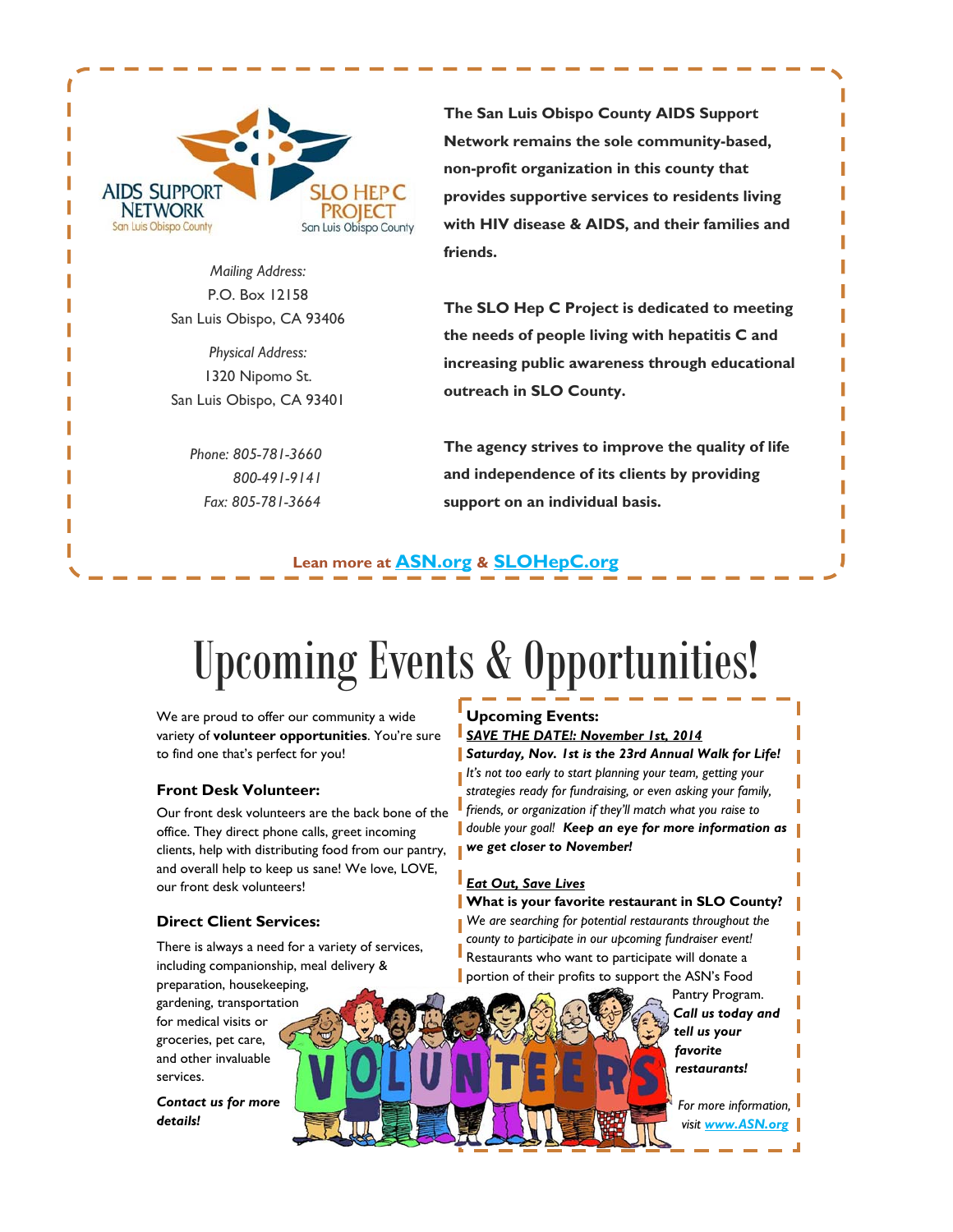AIDS SUPPORT NETWORK
San Luis Obispo County

SLO HEP C PROJECT
San Luis Obispo County

*Mailing Address:*
P.O. Box 12158
San Luis Obispo, CA 93406

*Physical Address:*
1320 Nipomo St.
San Luis Obispo, CA 93401

*Phone: 805-781-3660*
*800-491-9141*
*Fax: 805-781-3664*

**The San Luis Obispo County AIDS Support Network remains the sole community-based, non-profit organization in this county that provides supportive services to residents living with HIV disease & AIDS, and their families and friends.**

**The SLO Hep C Project is dedicated to meeting the needs of people living with hepatitis C and increasing public awareness through educational outreach in SLO County.**

**The agency strives to improve the quality of life and independence of its clients by providing support on an individual basis.**

**Lean more at ASN.org & SLOHepC.org**

# Upcoming Events & Opportunities!

We are proud to offer our community a wide variety of **volunteer opportunities**. You're sure to find one that's perfect for you!

### Front Desk Volunteer:

Our front desk volunteers are the back bone of the office. They direct phone calls, greet incoming clients, help with distributing food from our pantry, and overall help to keep us sane! We love, LOVE, our front desk volunteers!

### Direct Client Services:

There is always a need for a variety of services, including companionship, meal delivery & preparation, housekeeping, gardening, transportation for medical visits or groceries, pet care, and other invaluable services.

***Contact us for more details!***

### Upcoming Events:

***SAVE THE DATE!: November 1st, 2014***

***Saturday, Nov. 1st is the 23rd Annual Walk for Life!*** *It's not too early to start planning your team, getting your strategies ready for fundraising, or even asking your family, friends, or organization if they'll match what you raise to double your goal!* ***Keep an eye for more information as we get closer to November!***

***Eat Out, Save Lives***

**What is your favorite restaurant in SLO County?** *We are searching for potential restaurants throughout the county to participate in our upcoming fundraiser event!* Restaurants who want to participate will donate a portion of their profits to support the ASN's Food Pantry Program. ***Call us today and tell us your favorite restaurants!***

*For more information, visit* ***www.ASN.org***

VOLUNTEERS